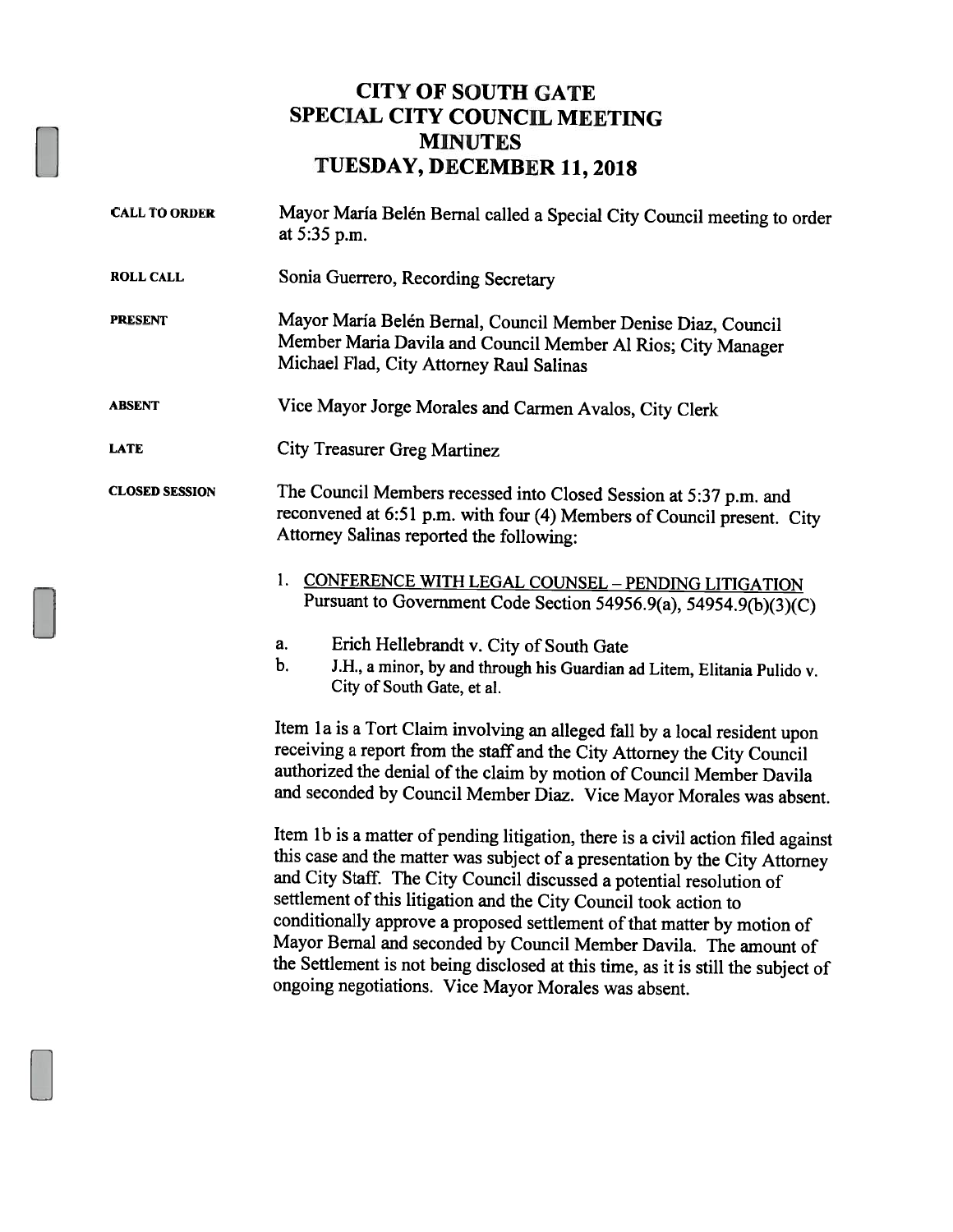# CITY OF SOUTH GATE
# SPECIAL CITY COUNCIL MEETING
# MINUTES
# TUESDAY, DECEMBER 11, 2018

**CALL TO ORDER** — Mayor María Belén Bernal called a Special City Council meeting to order at 5:35 p.m.

**ROLL CALL** — Sonia Guerrero, Recording Secretary

**PRESENT** — Mayor María Belén Bernal, Council Member Denise Diaz, Council Member Maria Davila and Council Member Al Rios; City Manager Michael Flad, City Attorney Raul Salinas

**ABSENT** — Vice Mayor Jorge Morales and Carmen Avalos, City Clerk

**LATE** — City Treasurer Greg Martinez

**CLOSED SESSION** — The Council Members recessed into Closed Session at 5:37 p.m. and reconvened at 6:51 p.m. with four (4) Members of Council present. City Attorney Salinas reported the following:

1. <u>CONFERENCE WITH LEGAL COUNSEL – PENDING LITIGATION</u>
   Pursuant to Government Code Section 54956.9(a), 54954.9(b)(3)(C)

   a. Erich Hellebrandt v. City of South Gate
   b. J.H., a minor, by and through his Guardian ad Litem, Elitania Pulido v. City of South Gate, et al.

Item 1a is a Tort Claim involving an alleged fall by a local resident upon receiving a report from the staff and the City Attorney the City Council authorized the denial of the claim by motion of Council Member Davila and seconded by Council Member Diaz. Vice Mayor Morales was absent.

Item 1b is a matter of pending litigation, there is a civil action filed against this case and the matter was subject of a presentation by the City Attorney and City Staff. The City Council discussed a potential resolution of settlement of this litigation and the City Council took action to conditionally approve a proposed settlement of that matter by motion of Mayor Bernal and seconded by Council Member Davila. The amount of the Settlement is not being disclosed at this time, as it is still the subject of ongoing negotiations. Vice Mayor Morales was absent.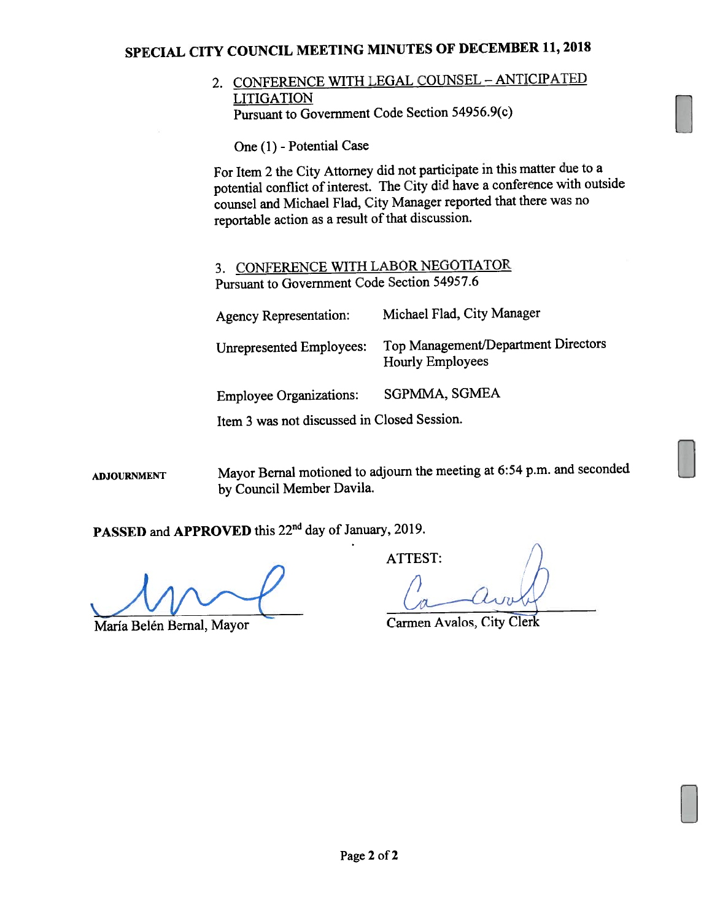## SPECIAL CITY COUNCIL MEETING MINUTES OF DECEMBER 11, 2018

2. CONFERENCE WITH LEGAL COUNSEL – ANTICIPATED LITIGATION
   Pursuant to Government Code Section 54956.9(c)

   One (1) - Potential Case

   For Item 2 the City Attorney did not participate in this matter due to a potential conflict of interest. The City did have a conference with outside counsel and Michael Flad, City Manager reported that there was no reportable action as a result of that discussion.

3. CONFERENCE WITH LABOR NEGOTIATOR
   Pursuant to Government Code Section 54957.6

   | | |
   |---|---|
   | Agency Representation: | Michael Flad, City Manager |
   | Unrepresented Employees: | Top Management/Department Directors<br>Hourly Employees |
   | Employee Organizations: | SGPMMA, SGMEA |

   Item 3 was not discussed in Closed Session.

**ADJOURNMENT** Mayor Bernal motioned to adjourn the meeting at 6:54 p.m. and seconded by Council Member Davila.

**PASSED** and **APPROVED** this 22nd day of January, 2019.

María Belén Bernal, Mayor

ATTEST:

Carmen Avalos, City Clerk